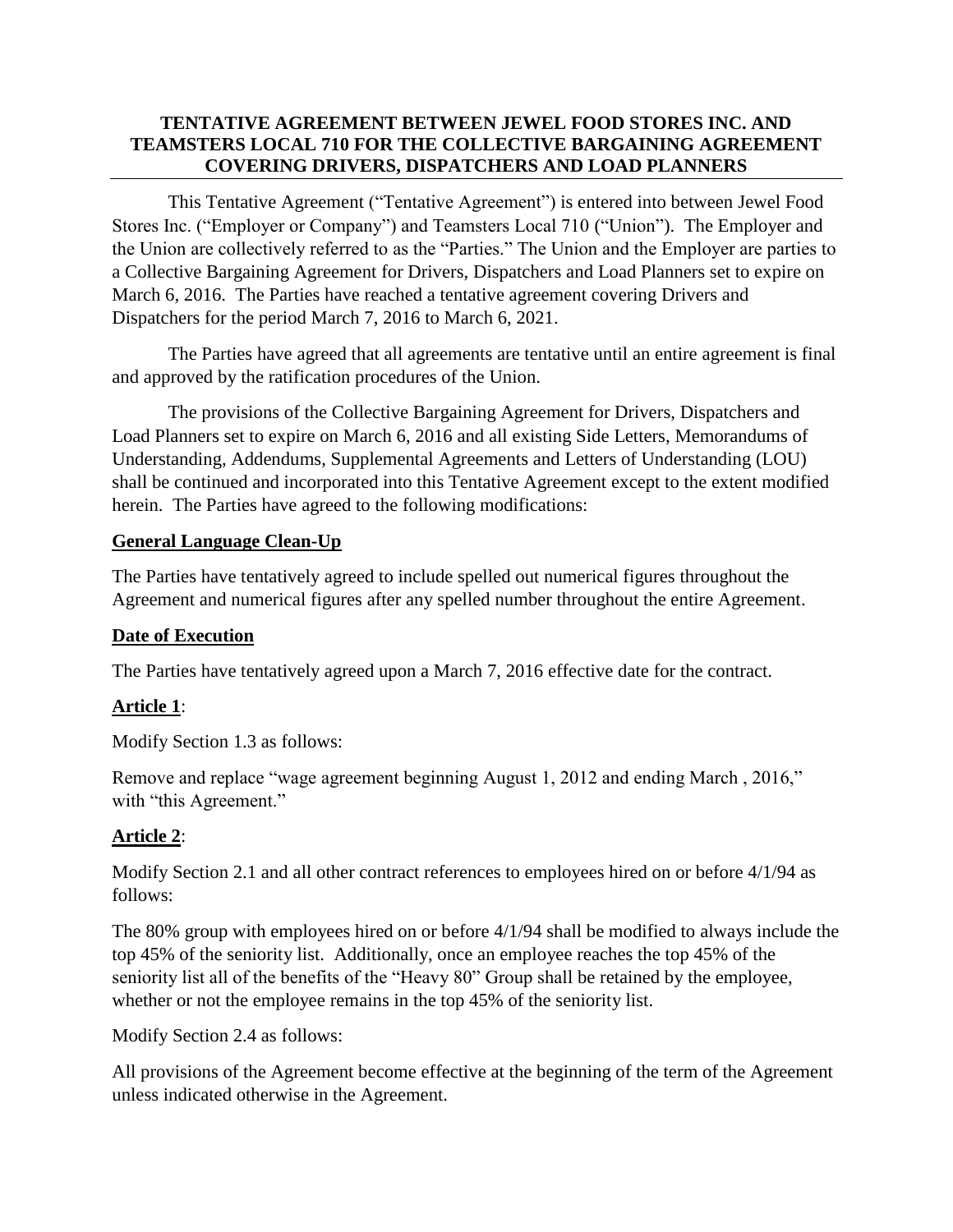# TENTATIVE AGREEMENT BETWEEN JEWEL FOOD STORES INC. AND TEAMSTERS LOCAL 710 FOR THE COLLECTIVE BARGAINING AGREEMENT COVERING DRIVERS, DISPATCHERS AND LOAD PLANNERS

This Tentative Agreement ("Tentative Agreement") is entered into between Jewel Food Stores Inc. ("Employer or Company") and Teamsters Local 710 ("Union"). The Employer and the Union are collectively referred to as the "Parties." The Union and the Employer are parties to a Collective Bargaining Agreement for Drivers, Dispatchers and Load Planners set to expire on March 6, 2016. The Parties have reached a tentative agreement covering Drivers and Dispatchers for the period March 7, 2016 to March 6, 2021.

The Parties have agreed that all agreements are tentative until an entire agreement is final and approved by the ratification procedures of the Union.

The provisions of the Collective Bargaining Agreement for Drivers, Dispatchers and Load Planners set to expire on March 6, 2016 and all existing Side Letters, Memorandums of Understanding, Addendums, Supplemental Agreements and Letters of Understanding (LOU) shall be continued and incorporated into this Tentative Agreement except to the extent modified herein. The Parties have agreed to the following modifications:

## General Language Clean-Up

The Parties have tentatively agreed to include spelled out numerical figures throughout the Agreement and numerical figures after any spelled number throughout the entire Agreement.

## Date of Execution

The Parties have tentatively agreed upon a March 7, 2016 effective date for the contract.

## Article 1:

Modify Section 1.3 as follows:

Remove and replace "wage agreement beginning August 1, 2012 and ending March , 2016," with "this Agreement."

## Article 2:

Modify Section 2.1 and all other contract references to employees hired on or before 4/1/94 as follows:

The 80% group with employees hired on or before 4/1/94 shall be modified to always include the top 45% of the seniority list. Additionally, once an employee reaches the top 45% of the seniority list all of the benefits of the "Heavy 80" Group shall be retained by the employee, whether or not the employee remains in the top 45% of the seniority list.

Modify Section 2.4 as follows:

All provisions of the Agreement become effective at the beginning of the term of the Agreement unless indicated otherwise in the Agreement.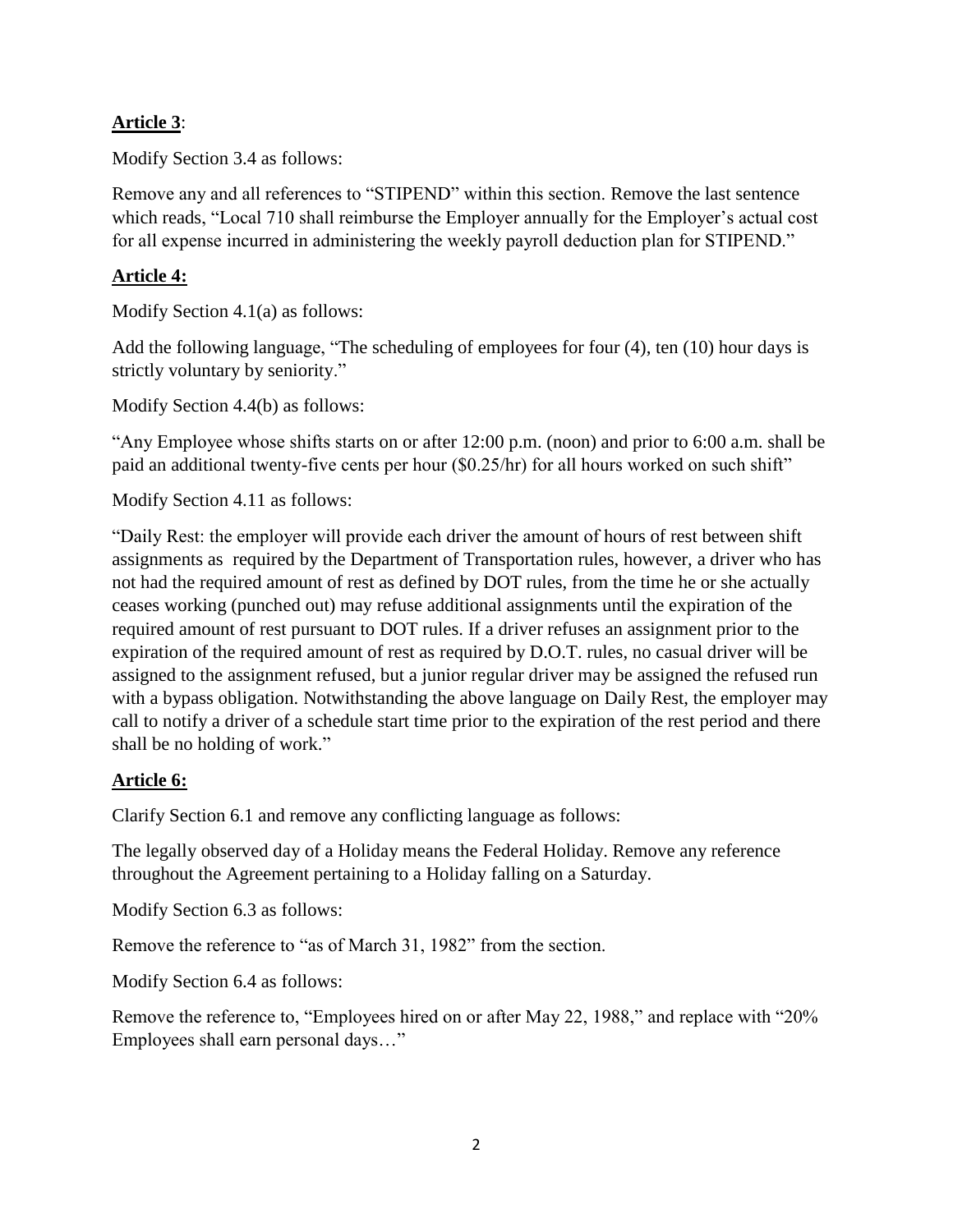**Article 3**:

Modify Section 3.4 as follows:

Remove any and all references to "STIPEND" within this section. Remove the last sentence which reads, "Local 710 shall reimburse the Employer annually for the Employer's actual cost for all expense incurred in administering the weekly payroll deduction plan for STIPEND."

**Article 4:**

Modify Section 4.1(a) as follows:

Add the following language, "The scheduling of employees for four (4), ten (10) hour days is strictly voluntary by seniority."

Modify Section 4.4(b) as follows:

"Any Employee whose shifts starts on or after 12:00 p.m. (noon) and prior to 6:00 a.m. shall be paid an additional twenty-five cents per hour ($0.25/hr) for all hours worked on such shift"

Modify Section 4.11 as follows:

"Daily Rest: the employer will provide each driver the amount of hours of rest between shift assignments as required by the Department of Transportation rules, however, a driver who has not had the required amount of rest as defined by DOT rules, from the time he or she actually ceases working (punched out) may refuse additional assignments until the expiration of the required amount of rest pursuant to DOT rules. If a driver refuses an assignment prior to the expiration of the required amount of rest as required by D.O.T. rules, no casual driver will be assigned to the assignment refused, but a junior regular driver may be assigned the refused run with a bypass obligation. Notwithstanding the above language on Daily Rest, the employer may call to notify a driver of a schedule start time prior to the expiration of the rest period and there shall be no holding of work."

**Article 6:**

Clarify Section 6.1 and remove any conflicting language as follows:

The legally observed day of a Holiday means the Federal Holiday. Remove any reference throughout the Agreement pertaining to a Holiday falling on a Saturday.

Modify Section 6.3 as follows:

Remove the reference to "as of March 31, 1982" from the section.

Modify Section 6.4 as follows:

Remove the reference to, "Employees hired on or after May 22, 1988," and replace with "20% Employees shall earn personal days…"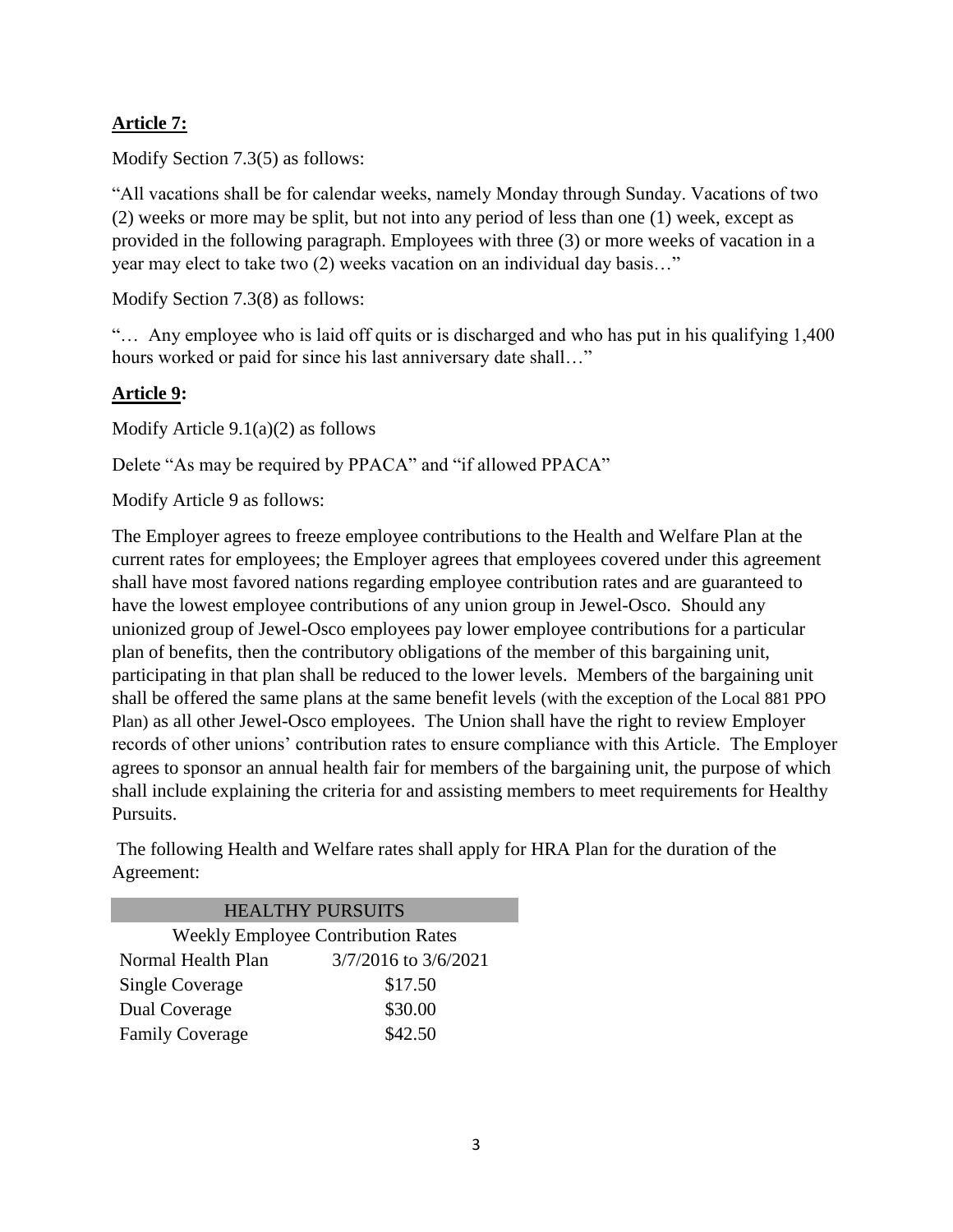**<u>Article 7:</u>**

Modify Section 7.3(5) as follows:

"All vacations shall be for calendar weeks, namely Monday through Sunday. Vacations of two (2) weeks or more may be split, but not into any period of less than one (1) week, except as provided in the following paragraph. Employees with three (3) or more weeks of vacation in a year may elect to take two (2) weeks vacation on an individual day basis…"

Modify Section 7.3(8) as follows:

"… Any employee who is laid off quits or is discharged and who has put in his qualifying 1,400 hours worked or paid for since his last anniversary date shall…"

**<u>Article 9</u>:**

Modify Article 9.1(a)(2) as follows

Delete "As may be required by PPACA" and "if allowed PPACA"

Modify Article 9 as follows:

The Employer agrees to freeze employee contributions to the Health and Welfare Plan at the current rates for employees; the Employer agrees that employees covered under this agreement shall have most favored nations regarding employee contribution rates and are guaranteed to have the lowest employee contributions of any union group in Jewel-Osco. Should any unionized group of Jewel-Osco employees pay lower employee contributions for a particular plan of benefits, then the contributory obligations of the member of this bargaining unit, participating in that plan shall be reduced to the lower levels. Members of the bargaining unit shall be offered the same plans at the same benefit levels (with the exception of the Local 881 PPO Plan) as all other Jewel-Osco employees. The Union shall have the right to review Employer records of other unions' contribution rates to ensure compliance with this Article. The Employer agrees to sponsor an annual health fair for members of the bargaining unit, the purpose of which shall include explaining the criteria for and assisting members to meet requirements for Healthy Pursuits.

The following Health and Welfare rates shall apply for HRA Plan for the duration of the Agreement:

| HEALTHY PURSUITS | |
|---|---|
| Weekly Employee Contribution Rates | |
| Normal Health Plan | 3/7/2016 to 3/6/2021 |
| Single Coverage | \$17.50 |
| Dual Coverage | \$30.00 |
| Family Coverage | \$42.50 |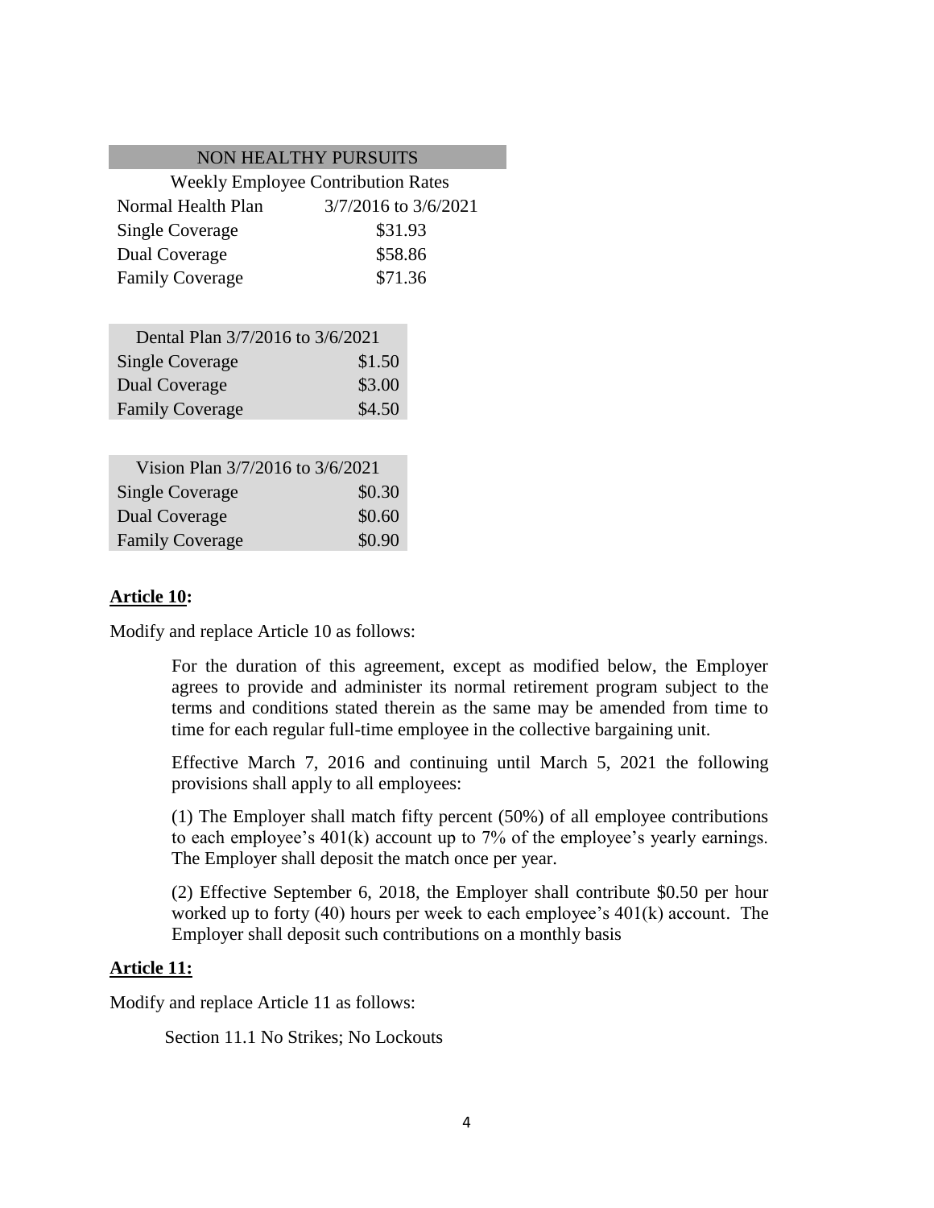| NON HEALTHY PURSUITS | |
|---|---|
| Weekly Employee Contribution Rates | |
| Normal Health Plan | 3/7/2016 to 3/6/2021 |
| Single Coverage | $31.93 |
| Dual Coverage | $58.86 |
| Family Coverage | $71.36 |

| Dental Plan 3/7/2016 to 3/6/2021 | |
|---|---|
| Single Coverage | $1.50 |
| Dual Coverage | $3.00 |
| Family Coverage | $4.50 |

| Vision Plan 3/7/2016 to 3/6/2021 | |
|---|---|
| Single Coverage | $0.30 |
| Dual Coverage | $0.60 |
| Family Coverage | $0.90 |

**<u>Article 10</u>:**

Modify and replace Article 10 as follows:

> For the duration of this agreement, except as modified below, the Employer agrees to provide and administer its normal retirement program subject to the terms and conditions stated therein as the same may be amended from time to time for each regular full-time employee in the collective bargaining unit.
>
> Effective March 7, 2016 and continuing until March 5, 2021 the following provisions shall apply to all employees:
>
> (1) The Employer shall match fifty percent (50%) of all employee contributions to each employee's 401(k) account up to 7% of the employee's yearly earnings. The Employer shall deposit the match once per year.
>
> (2) Effective September 6, 2018, the Employer shall contribute $0.50 per hour worked up to forty (40) hours per week to each employee's 401(k) account. The Employer shall deposit such contributions on a monthly basis

**<u>Article 11:</u>**

Modify and replace Article 11 as follows:

> Section 11.1 No Strikes; No Lockouts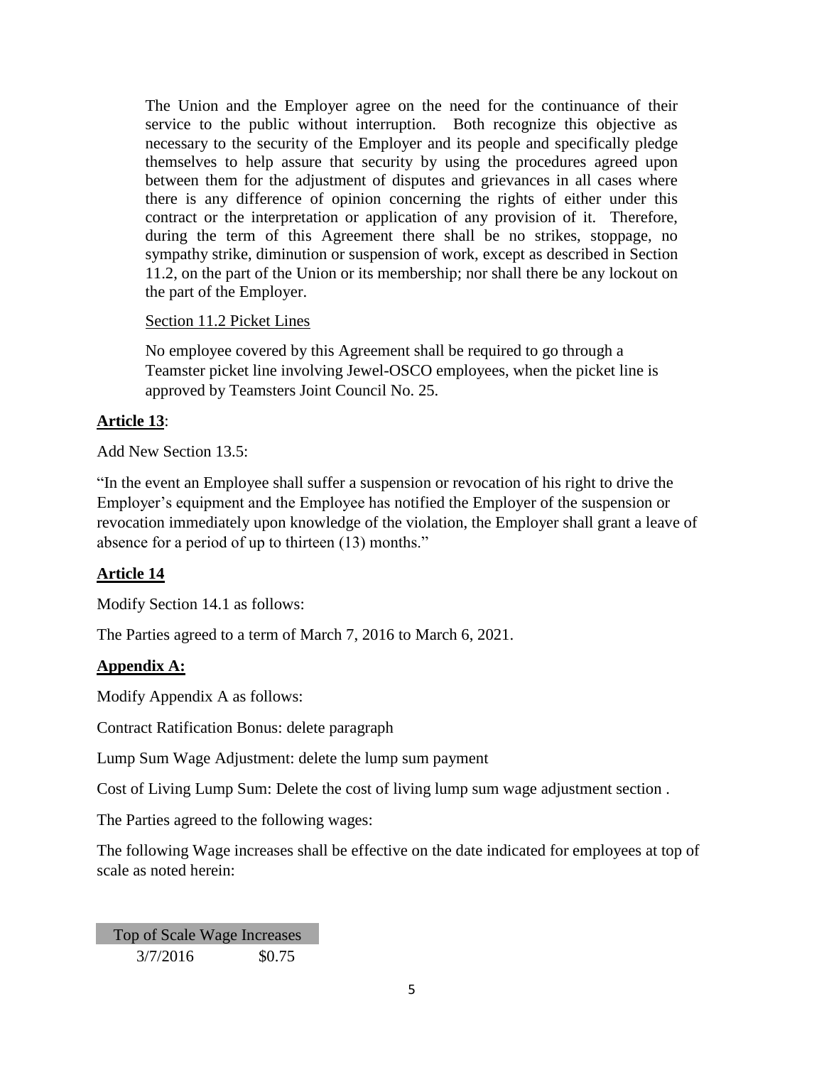The Union and the Employer agree on the need for the continuance of their service to the public without interruption. Both recognize this objective as necessary to the security of the Employer and its people and specifically pledge themselves to help assure that security by using the procedures agreed upon between them for the adjustment of disputes and grievances in all cases where there is any difference of opinion concerning the rights of either under this contract or the interpretation or application of any provision of it. Therefore, during the term of this Agreement there shall be no strikes, stoppage, no sympathy strike, diminution or suspension of work, except as described in Section 11.2, on the part of the Union or its membership; nor shall there be any lockout on the part of the Employer.

Section 11.2 Picket Lines

No employee covered by this Agreement shall be required to go through a Teamster picket line involving Jewel-OSCO employees, when the picket line is approved by Teamsters Joint Council No. 25.

**Article 13**:

Add New Section 13.5:

"In the event an Employee shall suffer a suspension or revocation of his right to drive the Employer's equipment and the Employee has notified the Employer of the suspension or revocation immediately upon knowledge of the violation, the Employer shall grant a leave of absence for a period of up to thirteen (13) months."

**Article 14**

Modify Section 14.1 as follows:

The Parties agreed to a term of March 7, 2016 to March 6, 2021.

**Appendix A:**

Modify Appendix A as follows:

Contract Ratification Bonus: delete paragraph

Lump Sum Wage Adjustment: delete the lump sum payment

Cost of Living Lump Sum: Delete the cost of living lump sum wage adjustment section .

The Parties agreed to the following wages:

The following Wage increases shall be effective on the date indicated for employees at top of scale as noted herein:

| Top of Scale Wage Increases | |
|---|---|
| 3/7/2016 | $0.75 |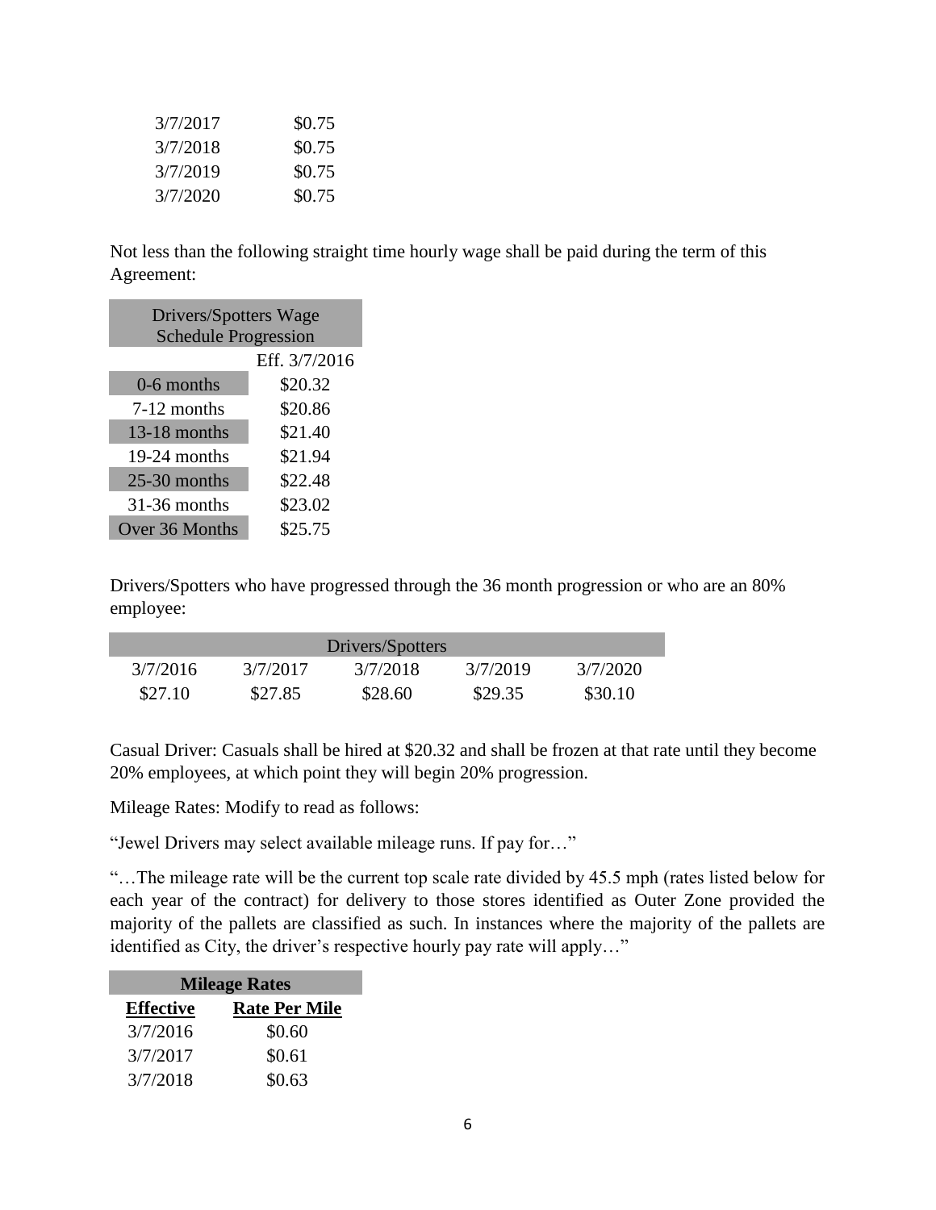| | |
|---|---|
| 3/7/2017 | \$0.75 |
| 3/7/2018 | \$0.75 |
| 3/7/2019 | \$0.75 |
| 3/7/2020 | \$0.75 |

Not less than the following straight time hourly wage shall be paid during the term of this Agreement:

| Drivers/Spotters Wage Schedule Progression | |
|---|---|
| | Eff. 3/7/2016 |
| 0-6 months | \$20.32 |
| 7-12 months | \$20.86 |
| 13-18 months | \$21.40 |
| 19-24 months | \$21.94 |
| 25-30 months | \$22.48 |
| 31-36 months | \$23.02 |
| Over 36 Months | \$25.75 |

Drivers/Spotters who have progressed through the 36 month progression or who are an 80% employee:

| Drivers/Spotters | | | | |
|---|---|---|---|---|
| 3/7/2016 | 3/7/2017 | 3/7/2018 | 3/7/2019 | 3/7/2020 |
| \$27.10 | \$27.85 | \$28.60 | \$29.35 | \$30.10 |

Casual Driver: Casuals shall be hired at \$20.32 and shall be frozen at that rate until they become 20% employees, at which point they will begin 20% progression.

Mileage Rates: Modify to read as follows:

"Jewel Drivers may select available mileage runs. If pay for…"

"…The mileage rate will be the current top scale rate divided by 45.5 mph (rates listed below for each year of the contract) for delivery to those stores identified as Outer Zone provided the majority of the pallets are classified as such. In instances where the majority of the pallets are identified as City, the driver's respective hourly pay rate will apply…"

| **Mileage Rates** | |
|---|---|
| **Effective** | **Rate Per Mile** |
| 3/7/2016 | \$0.60 |
| 3/7/2017 | \$0.61 |
| 3/7/2018 | \$0.63 |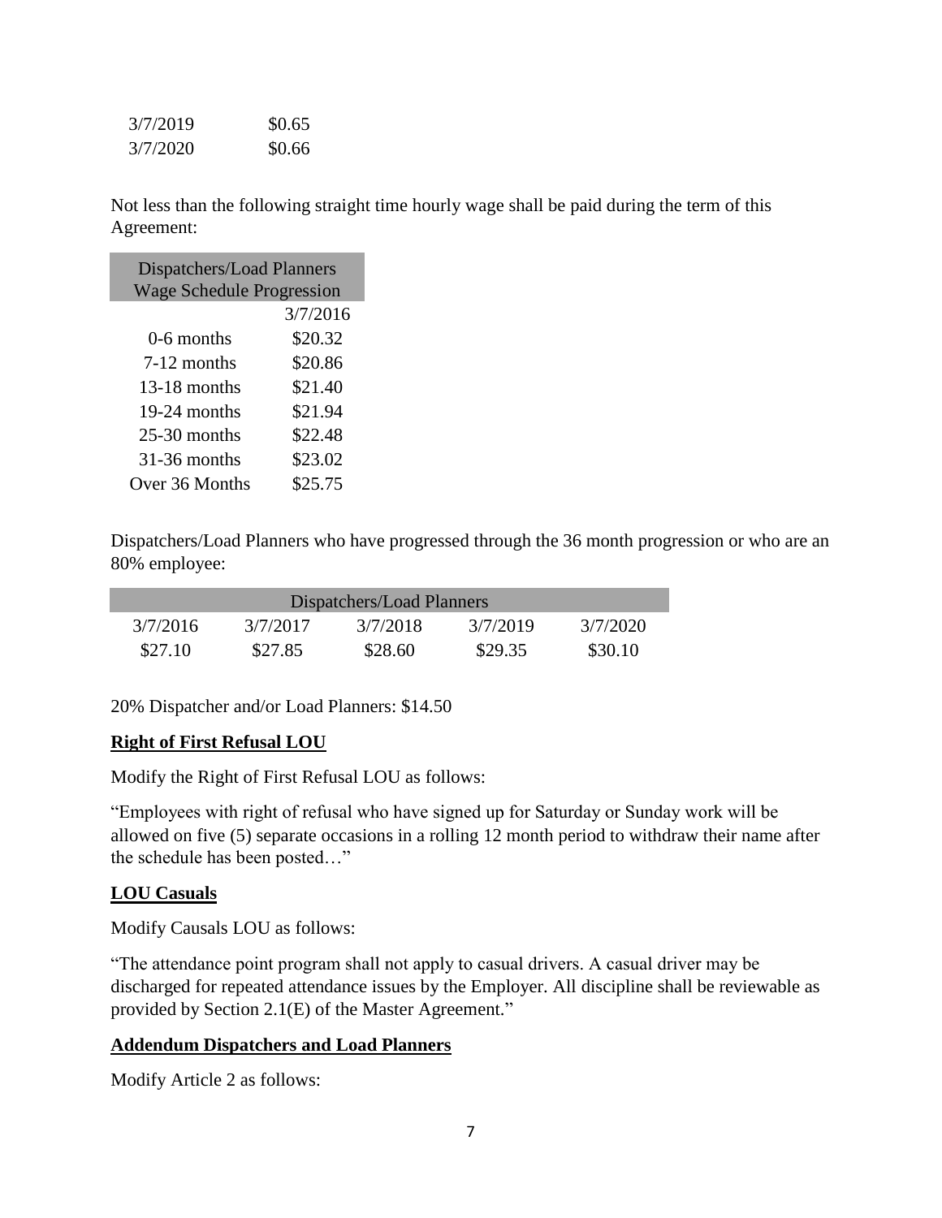| | |
|---|---|
| 3/7/2019 | $0.65 |
| 3/7/2020 | $0.66 |

Not less than the following straight time hourly wage shall be paid during the term of this Agreement:

| Dispatchers/Load Planners Wage Schedule Progression | |
|---|---|
| | 3/7/2016 |
| 0-6 months | $20.32 |
| 7-12 months | $20.86 |
| 13-18 months | $21.40 |
| 19-24 months | $21.94 |
| 25-30 months | $22.48 |
| 31-36 months | $23.02 |
| Over 36 Months | $25.75 |

Dispatchers/Load Planners who have progressed through the 36 month progression or who are an 80% employee:

| Dispatchers/Load Planners | | | | |
|---|---|---|---|---|
| 3/7/2016 | 3/7/2017 | 3/7/2018 | 3/7/2019 | 3/7/2020 |
| $27.10 | $27.85 | $28.60 | $29.35 | $30.10 |

20% Dispatcher and/or Load Planners: $14.50

**Right of First Refusal LOU**

Modify the Right of First Refusal LOU as follows:

"Employees with right of refusal who have signed up for Saturday or Sunday work will be allowed on five (5) separate occasions in a rolling 12 month period to withdraw their name after the schedule has been posted…"

**LOU Casuals**

Modify Causals LOU as follows:

"The attendance point program shall not apply to casual drivers. A casual driver may be discharged for repeated attendance issues by the Employer. All discipline shall be reviewable as provided by Section 2.1(E) of the Master Agreement."

**Addendum Dispatchers and Load Planners**

Modify Article 2 as follows: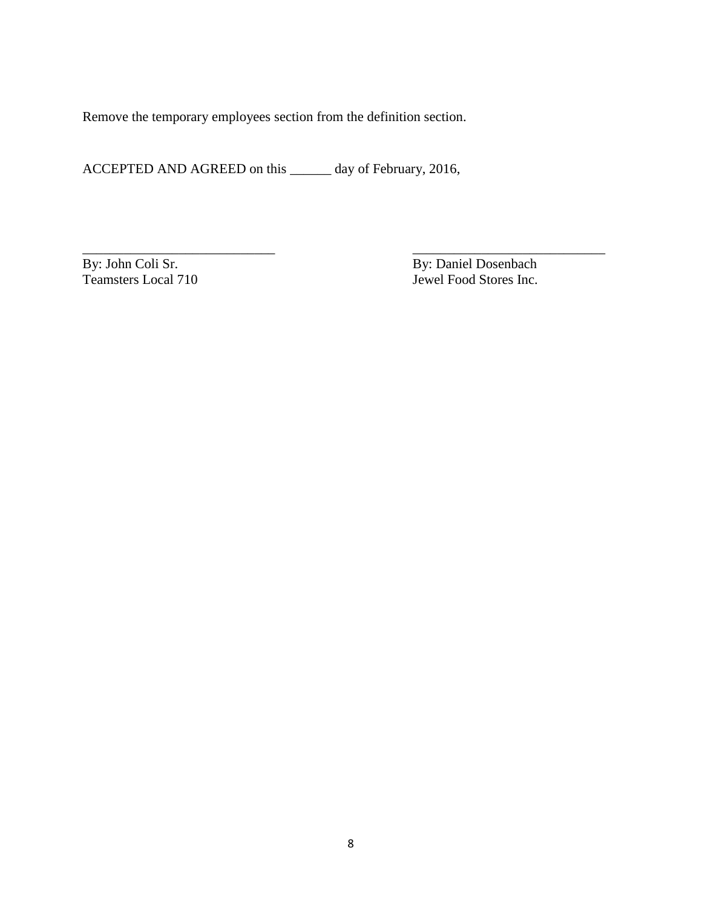Remove the temporary employees section from the definition section.

ACCEPTED AND AGREED on this ______ day of February, 2016,

| | |
|---|---|
| ____________________________ | ____________________________ |
| By: John Coli Sr. | By: Daniel Dosenbach |
| Teamsters Local 710 | Jewel Food Stores Inc. |